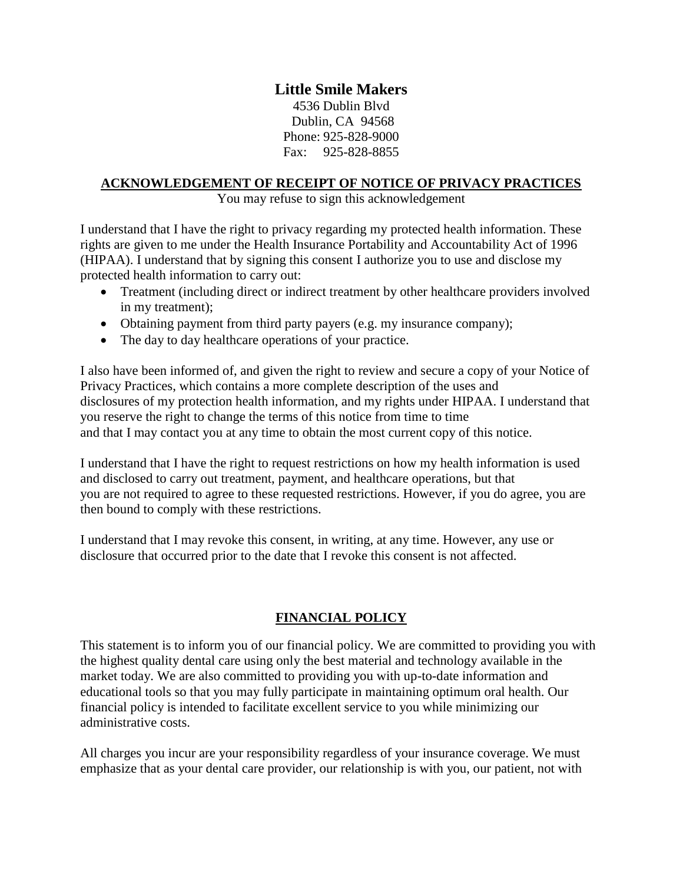# Little Smile Makers

4536 Dublin Blvd
Dublin, CA 94568
Phone: 925-828-9000
Fax: 925-828-8855

## ACKNOWLEDGEMENT OF RECEIPT OF NOTICE OF PRIVACY PRACTICES

You may refuse to sign this acknowledgement

I understand that I have the right to privacy regarding my protected health information. These rights are given to me under the Health Insurance Portability and Accountability Act of 1996 (HIPAA). I understand that by signing this consent I authorize you to use and disclose my protected health information to carry out:

- Treatment (including direct or indirect treatment by other healthcare providers involved in my treatment);
- Obtaining payment from third party payers (e.g. my insurance company);
- The day to day healthcare operations of your practice.

I also have been informed of, and given the right to review and secure a copy of your Notice of Privacy Practices, which contains a more complete description of the uses and disclosures of my protection health information, and my rights under HIPAA. I understand that you reserve the right to change the terms of this notice from time to time and that I may contact you at any time to obtain the most current copy of this notice.

I understand that I have the right to request restrictions on how my health information is used and disclosed to carry out treatment, payment, and healthcare operations, but that you are not required to agree to these requested restrictions. However, if you do agree, you are then bound to comply with these restrictions.

I understand that I may revoke this consent, in writing, at any time. However, any use or disclosure that occurred prior to the date that I revoke this consent is not affected.

## FINANCIAL POLICY

This statement is to inform you of our financial policy. We are committed to providing you with the highest quality dental care using only the best material and technology available in the market today. We are also committed to providing you with up-to-date information and educational tools so that you may fully participate in maintaining optimum oral health. Our financial policy is intended to facilitate excellent service to you while minimizing our administrative costs.

All charges you incur are your responsibility regardless of your insurance coverage. We must emphasize that as your dental care provider, our relationship is with you, our patient, not with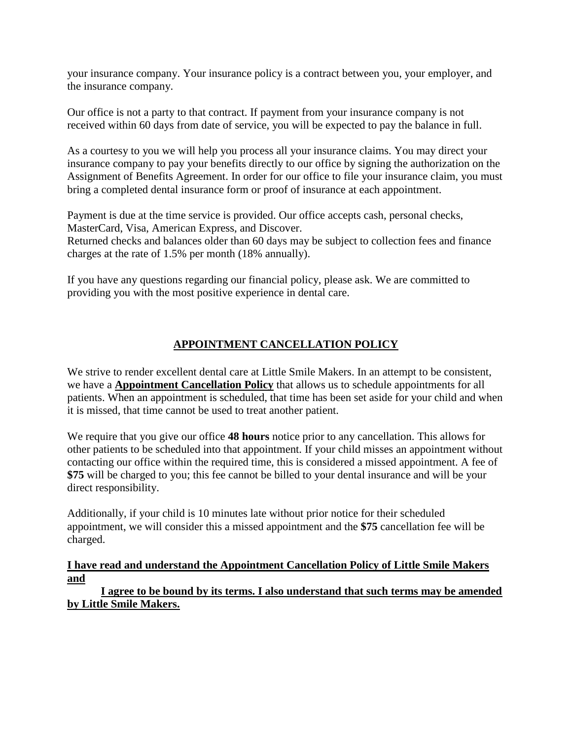your insurance company. Your insurance policy is a contract between you, your employer, and the insurance company.

Our office is not a party to that contract. If payment from your insurance company is not received within 60 days from date of service, you will be expected to pay the balance in full.

As a courtesy to you we will help you process all your insurance claims. You may direct your insurance company to pay your benefits directly to our office by signing the authorization on the Assignment of Benefits Agreement. In order for our office to file your insurance claim, you must bring a completed dental insurance form or proof of insurance at each appointment.

Payment is due at the time service is provided. Our office accepts cash, personal checks, MasterCard, Visa, American Express, and Discover.
Returned checks and balances older than 60 days may be subject to collection fees and finance charges at the rate of 1.5% per month (18% annually).

If you have any questions regarding our financial policy, please ask. We are committed to providing you with the most positive experience in dental care.

## APPOINTMENT CANCELLATION POLICY

We strive to render excellent dental care at Little Smile Makers. In an attempt to be consistent, we have a **Appointment Cancellation Policy** that allows us to schedule appointments for all patients. When an appointment is scheduled, that time has been set aside for your child and when it is missed, that time cannot be used to treat another patient.

We require that you give our office **48 hours** notice prior to any cancellation. This allows for other patients to be scheduled into that appointment. If your child misses an appointment without contacting our office within the required time, this is considered a missed appointment. A fee of **$75** will be charged to you; this fee cannot be billed to your dental insurance and will be your direct responsibility.

Additionally, if your child is 10 minutes late without prior notice for their scheduled appointment, we will consider this a missed appointment and the **$75** cancellation fee will be charged.

**I have read and understand the Appointment Cancellation Policy of Little Smile Makers and I agree to be bound by its terms. I also understand that such terms may be amended by Little Smile Makers.**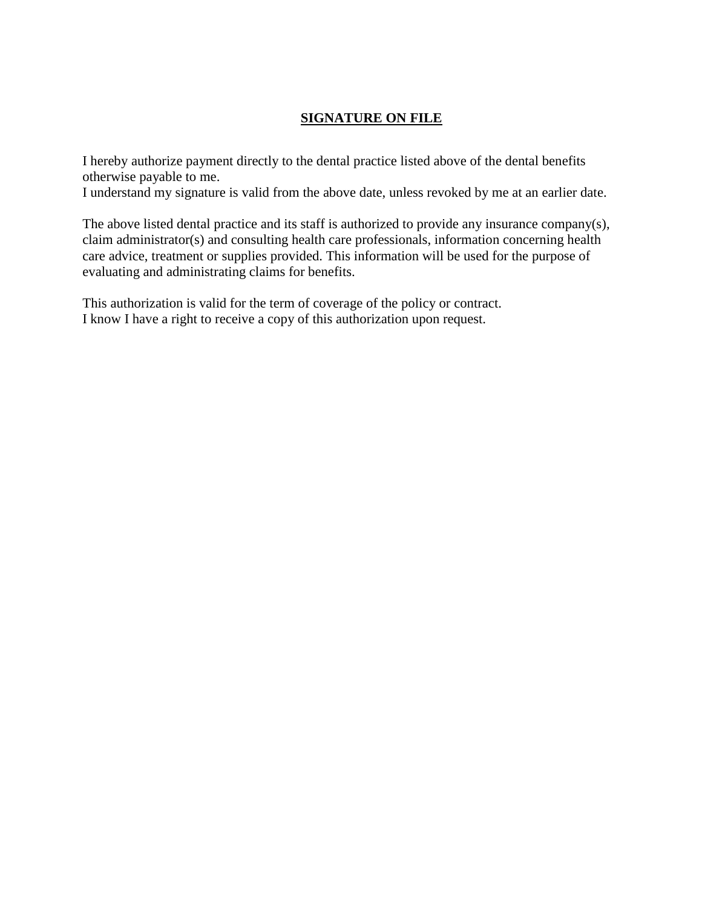# **SIGNATURE ON FILE**

I hereby authorize payment directly to the dental practice listed above of the dental benefits otherwise payable to me.
I understand my signature is valid from the above date, unless revoked by me at an earlier date.

The above listed dental practice and its staff is authorized to provide any insurance company(s), claim administrator(s) and consulting health care professionals, information concerning health care advice, treatment or supplies provided. This information will be used for the purpose of evaluating and administrating claims for benefits.

This authorization is valid for the term of coverage of the policy or contract.
I know I have a right to receive a copy of this authorization upon request.